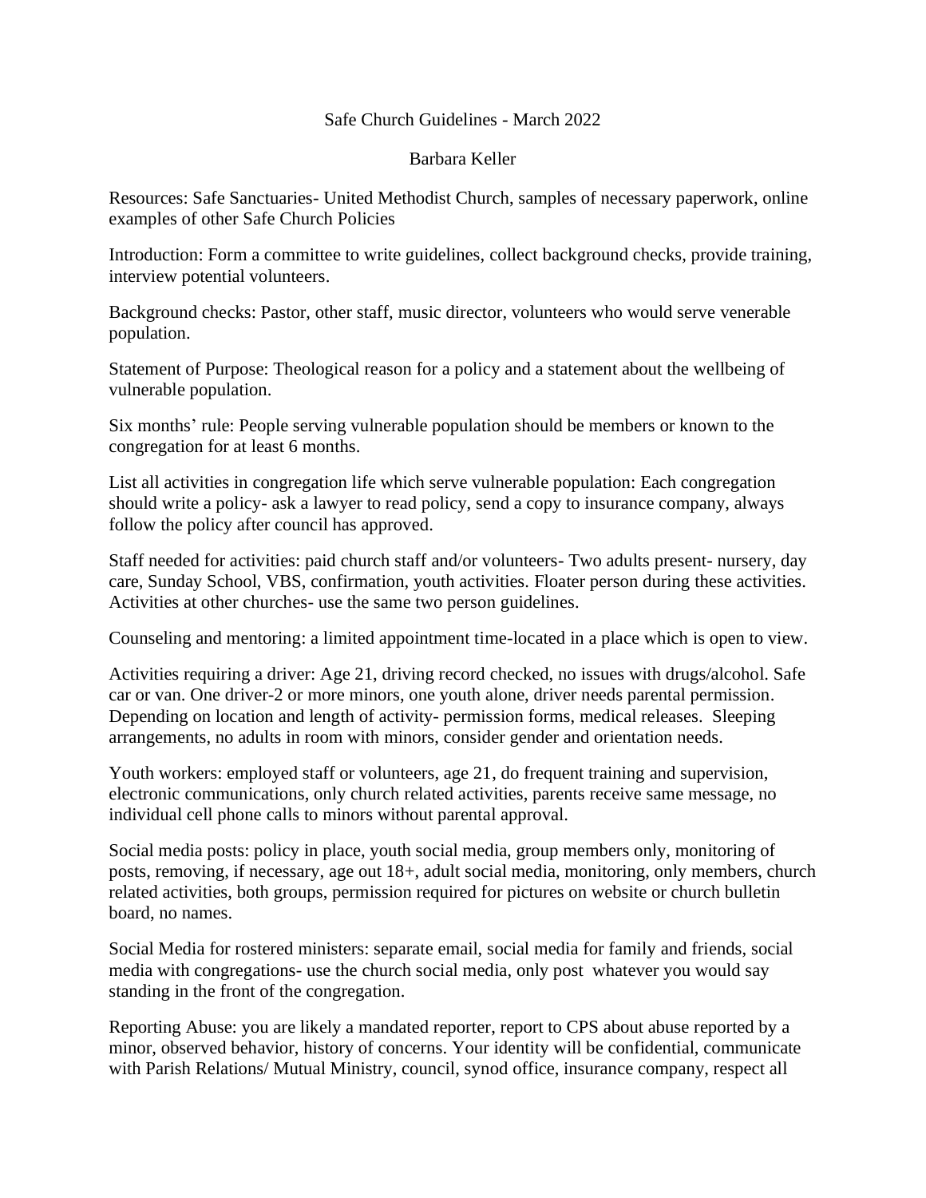Safe Church Guidelines - March 2022

Barbara Keller

Resources: Safe Sanctuaries- United Methodist Church, samples of necessary paperwork, online examples of other Safe Church Policies

Introduction: Form a committee to write guidelines, collect background checks, provide training, interview potential volunteers.

Background checks: Pastor, other staff, music director, volunteers who would serve venerable population.

Statement of Purpose: Theological reason for a policy and a statement about the wellbeing of vulnerable population.

Six months' rule: People serving vulnerable population should be members or known to the congregation for at least 6 months.

List all activities in congregation life which serve vulnerable population: Each congregation should write a policy- ask a lawyer to read policy, send a copy to insurance company, always follow the policy after council has approved.

Staff needed for activities: paid church staff and/or volunteers- Two adults present- nursery, day care, Sunday School, VBS, confirmation, youth activities. Floater person during these activities. Activities at other churches- use the same two person guidelines.

Counseling and mentoring: a limited appointment time-located in a place which is open to view.

Activities requiring a driver: Age 21, driving record checked, no issues with drugs/alcohol. Safe car or van. One driver-2 or more minors, one youth alone, driver needs parental permission. Depending on location and length of activity- permission forms, medical releases. Sleeping arrangements, no adults in room with minors, consider gender and orientation needs.

Youth workers: employed staff or volunteers, age 21, do frequent training and supervision, electronic communications, only church related activities, parents receive same message, no individual cell phone calls to minors without parental approval.

Social media posts: policy in place, youth social media, group members only, monitoring of posts, removing, if necessary, age out 18+, adult social media, monitoring, only members, church related activities, both groups, permission required for pictures on website or church bulletin board, no names.

Social Media for rostered ministers: separate email, social media for family and friends, social media with congregations- use the church social media, only post whatever you would say standing in the front of the congregation.

Reporting Abuse: you are likely a mandated reporter, report to CPS about abuse reported by a minor, observed behavior, history of concerns. Your identity will be confidential, communicate with Parish Relations/ Mutual Ministry, council, synod office, insurance company, respect all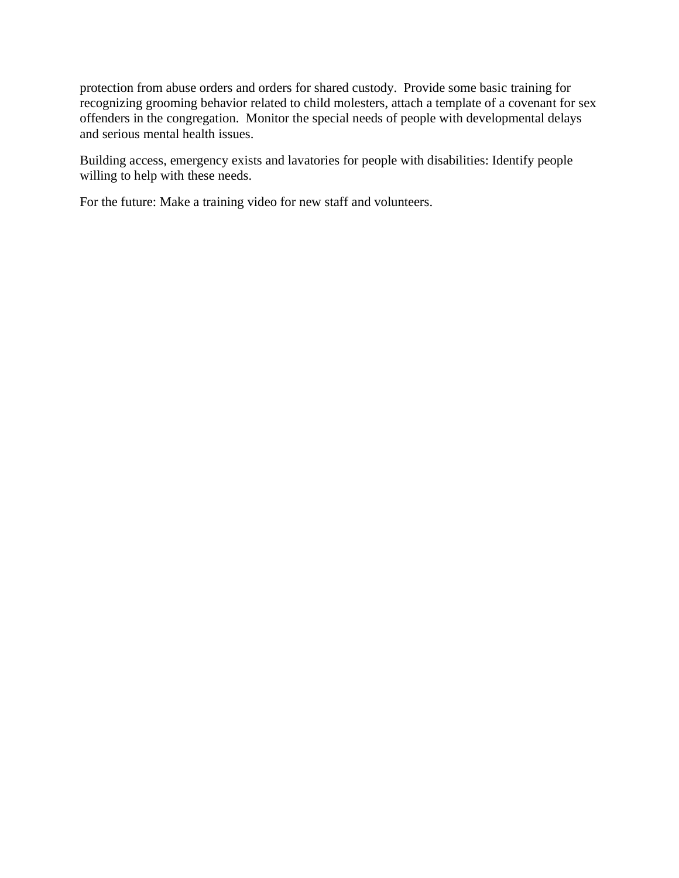protection from abuse orders and orders for shared custody.  Provide some basic training for recognizing grooming behavior related to child molesters, attach a template of a covenant for sex offenders in the congregation.  Monitor the special needs of people with developmental delays and serious mental health issues.

Building access, emergency exists and lavatories for people with disabilities: Identify people willing to help with these needs.

For the future: Make a training video for new staff and volunteers.